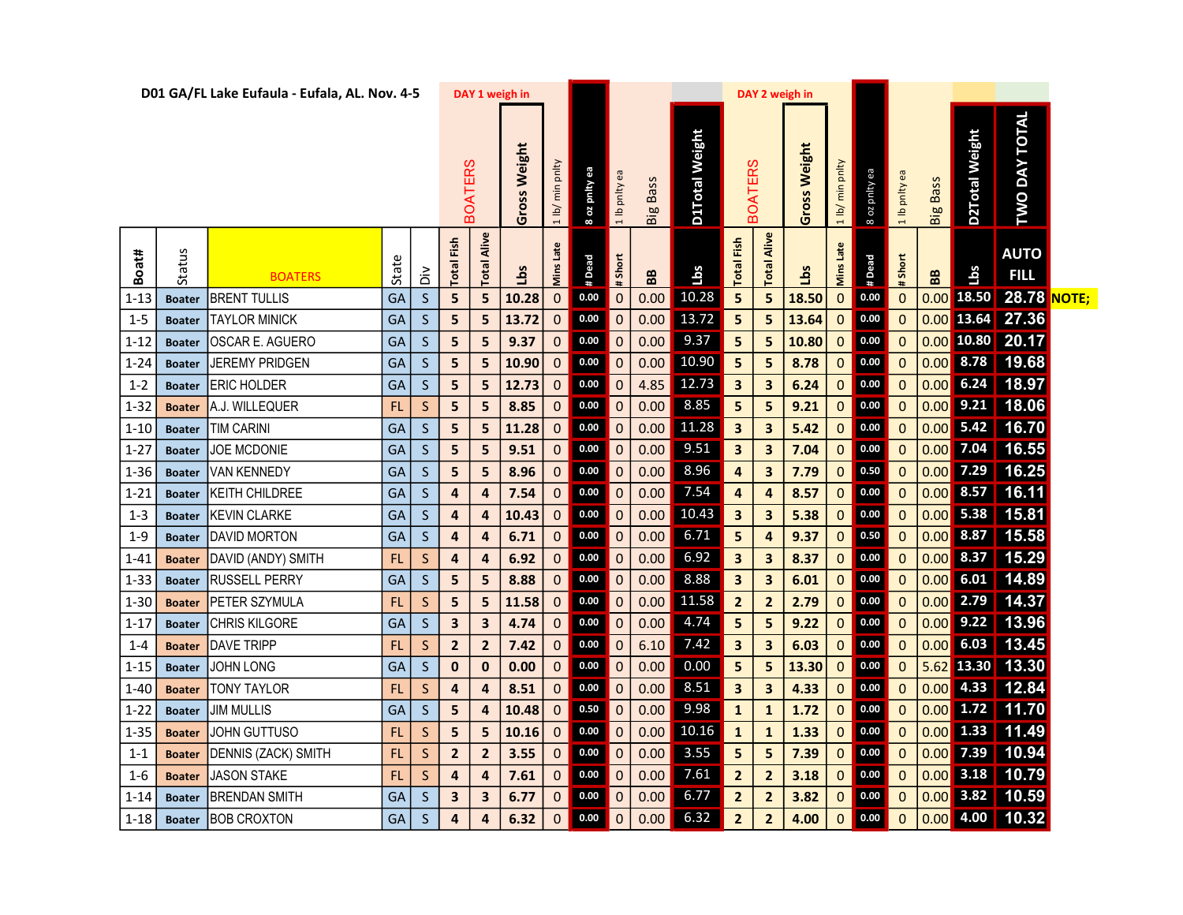**D01 GA/FL Lake Eufaula - Eufala, AL. Nov. 4-5**

| | | | | | DAY 1 weigh in | | | | | | | | DAY 2 weigh in | | | | | | | | | |
|---|---|---|---|---|---|---|---|---|---|---|---|---|---|---|---|---|---|---|---|---|---|---|
| | | | | | BOATERS | | Gross Weight | 1 lb/ min pnlty | 8 oz pnlty ea | 1 lb pnlty ea | Big Bass | D1Total Weight | BOATERS | | Gross Weight | 1 lb/ min pnlty | 8 oz pnlty ea | 1 lb pnlty ea | Big Bass | D2Total Weight | TWO DAY TOTAL | |
| Boat# | Status | BOATERS | State | Div | Total Fish | Total Alive | Lbs | Mins Late | # Dead | # Short | BB | Lbs | Total Fish | Total Alive | Lbs | Mins Late | # Dead | # Short | BB | Lbs | AUTO FILL | |
| 1-13 | Boater | BRENT TULLIS | GA | S | 5 | 5 | 10.28 | 0 | 0.00 | 0 | 0.00 | 10.28 | 5 | 5 | 18.50 | 0 | 0.00 | 0 | 0.00 | 18.50 | 28.78 | NOTE; |
| 1-5 | Boater | TAYLOR MINICK | GA | S | 5 | 5 | 13.72 | 0 | 0.00 | 0 | 0.00 | 13.72 | 5 | 5 | 13.64 | 0 | 0.00 | 0 | 0.00 | 13.64 | 27.36 | |
| 1-12 | Boater | OSCAR E. AGUERO | GA | S | 5 | 5 | 9.37 | 0 | 0.00 | 0 | 0.00 | 9.37 | 5 | 5 | 10.80 | 0 | 0.00 | 0 | 0.00 | 10.80 | 20.17 | |
| 1-24 | Boater | JEREMY PRIDGEN | GA | S | 5 | 5 | 10.90 | 0 | 0.00 | 0 | 0.00 | 10.90 | 5 | 5 | 8.78 | 0 | 0.00 | 0 | 0.00 | 8.78 | 19.68 | |
| 1-2 | Boater | ERIC HOLDER | GA | S | 5 | 5 | 12.73 | 0 | 0.00 | 0 | 4.85 | 12.73 | 3 | 3 | 6.24 | 0 | 0.00 | 0 | 0.00 | 6.24 | 18.97 | |
| 1-32 | Boater | A.J. WILLEQUER | FL | S | 5 | 5 | 8.85 | 0 | 0.00 | 0 | 0.00 | 8.85 | 5 | 5 | 9.21 | 0 | 0.00 | 0 | 0.00 | 9.21 | 18.06 | |
| 1-10 | Boater | TIM CARINI | GA | S | 5 | 5 | 11.28 | 0 | 0.00 | 0 | 0.00 | 11.28 | 3 | 3 | 5.42 | 0 | 0.00 | 0 | 0.00 | 5.42 | 16.70 | |
| 1-27 | Boater | JOE MCDONIE | GA | S | 5 | 5 | 9.51 | 0 | 0.00 | 0 | 0.00 | 9.51 | 3 | 3 | 7.04 | 0 | 0.00 | 0 | 0.00 | 7.04 | 16.55 | |
| 1-36 | Boater | VAN KENNEDY | GA | S | 5 | 5 | 8.96 | 0 | 0.00 | 0 | 0.00 | 8.96 | 4 | 3 | 7.79 | 0 | 0.50 | 0 | 0.00 | 7.29 | 16.25 | |
| 1-21 | Boater | KEITH CHILDREE | GA | S | 4 | 4 | 7.54 | 0 | 0.00 | 0 | 0.00 | 7.54 | 4 | 4 | 8.57 | 0 | 0.00 | 0 | 0.00 | 8.57 | 16.11 | |
| 1-3 | Boater | KEVIN CLARKE | GA | S | 4 | 4 | 10.43 | 0 | 0.00 | 0 | 0.00 | 10.43 | 3 | 3 | 5.38 | 0 | 0.00 | 0 | 0.00 | 5.38 | 15.81 | |
| 1-9 | Boater | DAVID MORTON | GA | S | 4 | 4 | 6.71 | 0 | 0.00 | 0 | 0.00 | 6.71 | 5 | 4 | 9.37 | 0 | 0.50 | 0 | 0.00 | 8.87 | 15.58 | |
| 1-41 | Boater | DAVID (ANDY) SMITH | FL | S | 4 | 4 | 6.92 | 0 | 0.00 | 0 | 0.00 | 6.92 | 3 | 3 | 8.37 | 0 | 0.00 | 0 | 0.00 | 8.37 | 15.29 | |
| 1-33 | Boater | RUSSELL PERRY | GA | S | 5 | 5 | 8.88 | 0 | 0.00 | 0 | 0.00 | 8.88 | 3 | 3 | 6.01 | 0 | 0.00 | 0 | 0.00 | 6.01 | 14.89 | |
| 1-30 | Boater | PETER SZYMULA | FL | S | 5 | 5 | 11.58 | 0 | 0.00 | 0 | 0.00 | 11.58 | 2 | 2 | 2.79 | 0 | 0.00 | 0 | 0.00 | 2.79 | 14.37 | |
| 1-17 | Boater | CHRIS KILGORE | GA | S | 3 | 3 | 4.74 | 0 | 0.00 | 0 | 0.00 | 4.74 | 5 | 5 | 9.22 | 0 | 0.00 | 0 | 0.00 | 9.22 | 13.96 | |
| 1-4 | Boater | DAVE TRIPP | FL | S | 2 | 2 | 7.42 | 0 | 0.00 | 0 | 6.10 | 7.42 | 3 | 3 | 6.03 | 0 | 0.00 | 0 | 0.00 | 6.03 | 13.45 | |
| 1-15 | Boater | JOHN LONG | GA | S | 0 | 0 | 0.00 | 0 | 0.00 | 0 | 0.00 | 0.00 | 5 | 5 | 13.30 | 0 | 0.00 | 0 | 5.62 | 13.30 | 13.30 | |
| 1-40 | Boater | TONY TAYLOR | FL | S | 4 | 4 | 8.51 | 0 | 0.00 | 0 | 0.00 | 8.51 | 3 | 3 | 4.33 | 0 | 0.00 | 0 | 0.00 | 4.33 | 12.84 | |
| 1-22 | Boater | JIM MULLIS | GA | S | 5 | 4 | 10.48 | 0 | 0.50 | 0 | 0.00 | 9.98 | 1 | 1 | 1.72 | 0 | 0.00 | 0 | 0.00 | 1.72 | 11.70 | |
| 1-35 | Boater | JOHN GUTTUSO | FL | S | 5 | 5 | 10.16 | 0 | 0.00 | 0 | 0.00 | 10.16 | 1 | 1 | 1.33 | 0 | 0.00 | 0 | 0.00 | 1.33 | 11.49 | |
| 1-1 | Boater | DENNIS (ZACK) SMITH | FL | S | 2 | 2 | 3.55 | 0 | 0.00 | 0 | 0.00 | 3.55 | 5 | 5 | 7.39 | 0 | 0.00 | 0 | 0.00 | 7.39 | 10.94 | |
| 1-6 | Boater | JASON STAKE | FL | S | 4 | 4 | 7.61 | 0 | 0.00 | 0 | 0.00 | 7.61 | 2 | 2 | 3.18 | 0 | 0.00 | 0 | 0.00 | 3.18 | 10.79 | |
| 1-14 | Boater | BRENDAN SMITH | GA | S | 3 | 3 | 6.77 | 0 | 0.00 | 0 | 0.00 | 6.77 | 2 | 2 | 3.82 | 0 | 0.00 | 0 | 0.00 | 3.82 | 10.59 | |
| 1-18 | Boater | BOB CROXTON | GA | S | 4 | 4 | 6.32 | 0 | 0.00 | 0 | 0.00 | 6.32 | 2 | 2 | 4.00 | 0 | 0.00 | 0 | 0.00 | 4.00 | 10.32 | |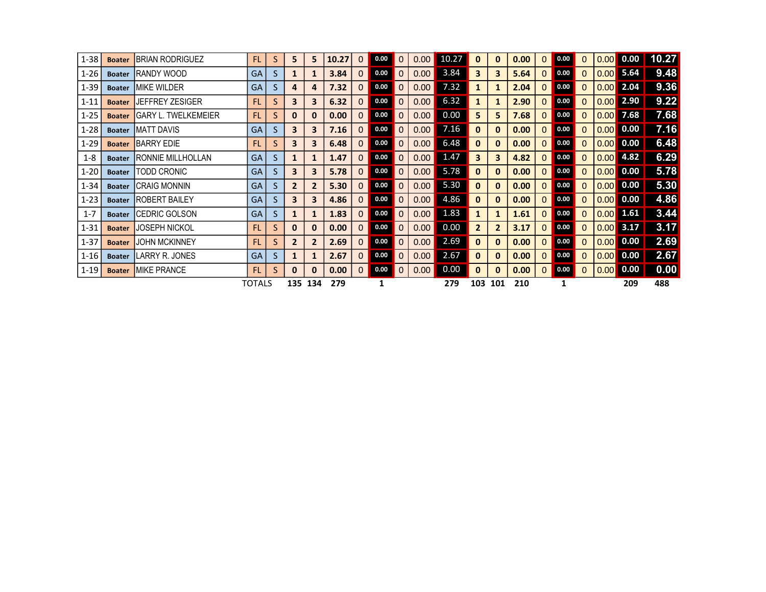| | | | | | | | | | | | | | | | | | | | | | | |
|---|---|---|---|---|---|---|---|---|---|---|---|---|---|---|---|---|---|---|---|---|---|---|
| 1-38 | Boater | BRIAN RODRIGUEZ | FL | S | 5 | 5 | 10.27 | 0 | 0.00 | 0 | 0.00 | 10.27 | 0 | 0 | 0.00 | 0 | 0.00 | 0 | 0.00 | 0.00 | 10.27 |
| 1-26 | Boater | RANDY WOOD | GA | S | 1 | 1 | 3.84 | 0 | 0.00 | 0 | 0.00 | 3.84 | 3 | 3 | 5.64 | 0 | 0.00 | 0 | 0.00 | 5.64 | 9.48 |
| 1-39 | Boater | MIKE WILDER | GA | S | 4 | 4 | 7.32 | 0 | 0.00 | 0 | 0.00 | 7.32 | 1 | 1 | 2.04 | 0 | 0.00 | 0 | 0.00 | 2.04 | 9.36 |
| 1-11 | Boater | JEFFREY ZESIGER | FL | S | 3 | 3 | 6.32 | 0 | 0.00 | 0 | 0.00 | 6.32 | 1 | 1 | 2.90 | 0 | 0.00 | 0 | 0.00 | 2.90 | 9.22 |
| 1-25 | Boater | GARY L. TWELKEMEIER | FL | S | 0 | 0 | 0.00 | 0 | 0.00 | 0 | 0.00 | 0.00 | 5 | 5 | 7.68 | 0 | 0.00 | 0 | 0.00 | 7.68 | 7.68 |
| 1-28 | Boater | MATT DAVIS | GA | S | 3 | 3 | 7.16 | 0 | 0.00 | 0 | 0.00 | 7.16 | 0 | 0 | 0.00 | 0 | 0.00 | 0 | 0.00 | 0.00 | 7.16 |
| 1-29 | Boater | BARRY EDIE | FL | S | 3 | 3 | 6.48 | 0 | 0.00 | 0 | 0.00 | 6.48 | 0 | 0 | 0.00 | 0 | 0.00 | 0 | 0.00 | 0.00 | 6.48 |
| 1-8 | Boater | RONNIE MILLHOLLAN | GA | S | 1 | 1 | 1.47 | 0 | 0.00 | 0 | 0.00 | 1.47 | 3 | 3 | 4.82 | 0 | 0.00 | 0 | 0.00 | 4.82 | 6.29 |
| 1-20 | Boater | TODD CRONIC | GA | S | 3 | 3 | 5.78 | 0 | 0.00 | 0 | 0.00 | 5.78 | 0 | 0 | 0.00 | 0 | 0.00 | 0 | 0.00 | 0.00 | 5.78 |
| 1-34 | Boater | CRAIG MONNIN | GA | S | 2 | 2 | 5.30 | 0 | 0.00 | 0 | 0.00 | 5.30 | 0 | 0 | 0.00 | 0 | 0.00 | 0 | 0.00 | 0.00 | 5.30 |
| 1-23 | Boater | ROBERT BAILEY | GA | S | 3 | 3 | 4.86 | 0 | 0.00 | 0 | 0.00 | 4.86 | 0 | 0 | 0.00 | 0 | 0.00 | 0 | 0.00 | 0.00 | 4.86 |
| 1-7 | Boater | CEDRIC GOLSON | GA | S | 1 | 1 | 1.83 | 0 | 0.00 | 0 | 0.00 | 1.83 | 1 | 1 | 1.61 | 0 | 0.00 | 0 | 0.00 | 1.61 | 3.44 |
| 1-31 | Boater | JOSEPH NICKOL | FL | S | 0 | 0 | 0.00 | 0 | 0.00 | 0 | 0.00 | 0.00 | 2 | 2 | 3.17 | 0 | 0.00 | 0 | 0.00 | 3.17 | 3.17 |
| 1-37 | Boater | JOHN MCKINNEY | FL | S | 2 | 2 | 2.69 | 0 | 0.00 | 0 | 0.00 | 2.69 | 0 | 0 | 0.00 | 0 | 0.00 | 0 | 0.00 | 0.00 | 2.69 |
| 1-16 | Boater | LARRY R. JONES | GA | S | 1 | 1 | 2.67 | 0 | 0.00 | 0 | 0.00 | 2.67 | 0 | 0 | 0.00 | 0 | 0.00 | 0 | 0.00 | 0.00 | 2.67 |
| 1-19 | Boater | MIKE PRANCE | FL | S | 0 | 0 | 0.00 | 0 | 0.00 | 0 | 0.00 | 0.00 | 0 | 0 | 0.00 | 0 | 0.00 | 0 | 0.00 | 0.00 | 0.00 |
| | | | TOTALS | | 135 | 134 | 279 | | 1 | | | 279 | 103 | 101 | 210 | | 1 | | | 209 | 488 |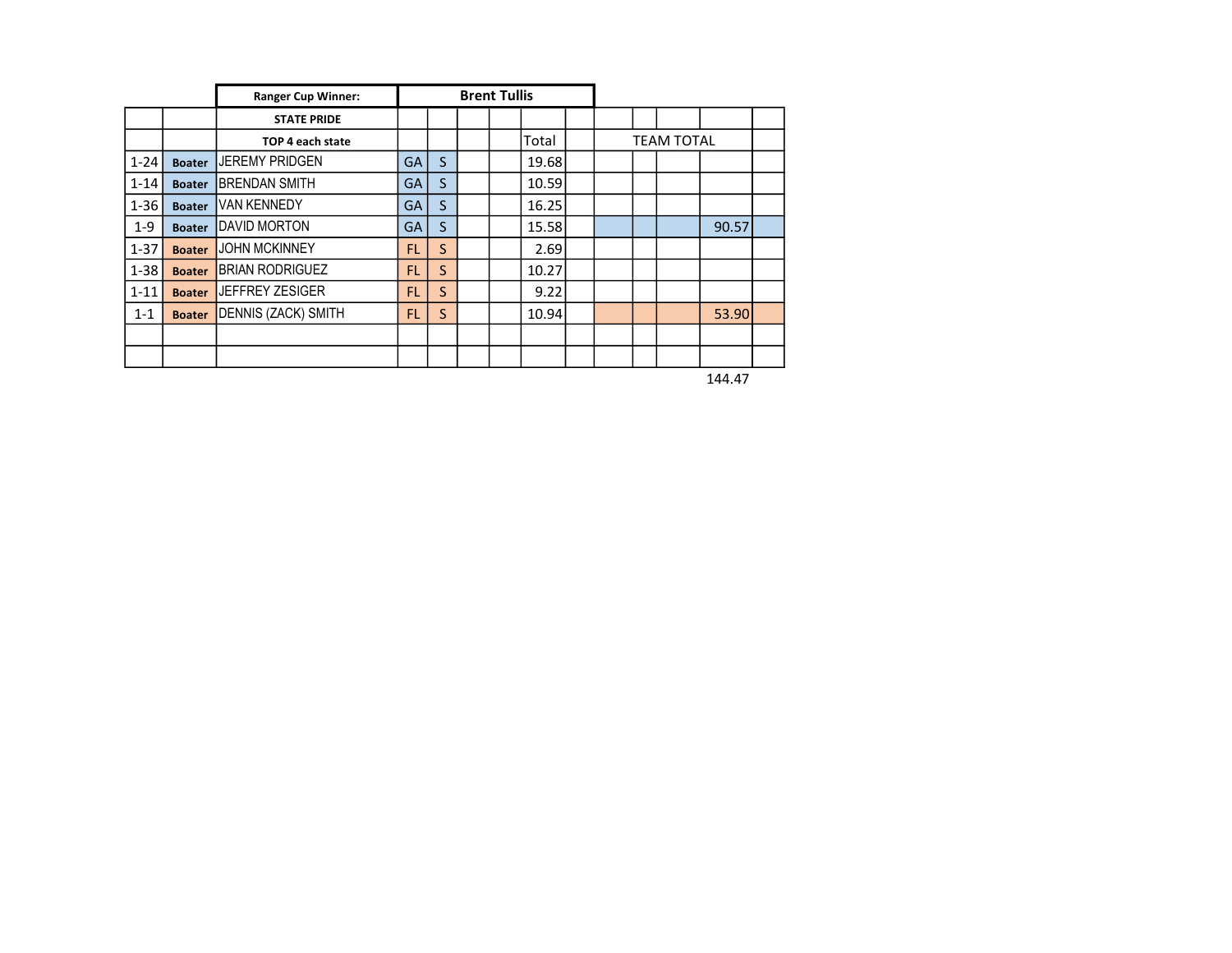| | | Ranger Cup Winner: | Brent Tullis | | | | | | | | | |
|---|---|---|---|---|---|---|---|---|---|---|---|---|
| | | STATE PRIDE | | | | | | | | | | |
| | | TOP 4 each state | | | | | Total | | TEAM TOTAL | | | |
| 1-24 | Boater | JEREMY PRIDGEN | GA | S | | | 19.68 | | | | | |
| 1-14 | Boater | BRENDAN SMITH | GA | S | | | 10.59 | | | | | |
| 1-36 | Boater | VAN KENNEDY | GA | S | | | 16.25 | | | | | |
| 1-9 | Boater | DAVID MORTON | GA | S | | | 15.58 | | | | 90.57 | |
| 1-37 | Boater | JOHN MCKINNEY | FL | S | | | 2.69 | | | | | |
| 1-38 | Boater | BRIAN RODRIGUEZ | FL | S | | | 10.27 | | | | | |
| 1-11 | Boater | JEFFREY ZESIGER | FL | S | | | 9.22 | | | | | |
| 1-1 | Boater | DENNIS (ZACK) SMITH | FL | S | | | 10.94 | | | | 53.90 | |
| | | | | | | | | | | | | |
| | | | | | | | | | | | | |
| | | | | | | | | | | | 144.47 | |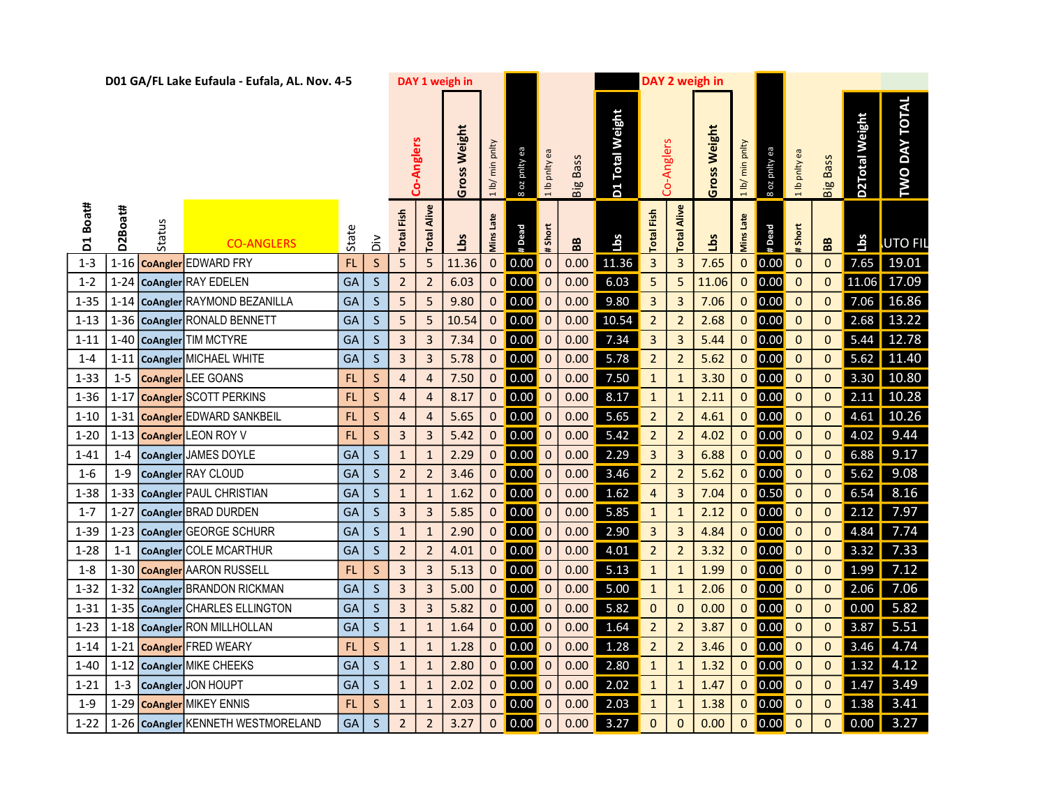## D01 GA/FL Lake Eufaula - Eufala, AL. Nov. 4-5

| | | | | | | DAY 1 weigh in | | | | | | | | | DAY 2 weigh in | | | | | | | | | |
|---|---|---|---|---|---|---|---|---|---|---|---|---|---|---|---|---|---|---|---|---|---|---|---|---|
| | | | | | | Co-Anglers | | Gross Weight | 1 lb/ min pnlty | 8 oz pnlty ea | 1 lb pnlty ea | Big Bass | D1 Total Weight | Co-Anglers | | Gross Weight | 1 lb/ min pnlty | 8 oz pnlty ea | 1 lb pnlty ea | Big Bass | D2Total Weight | TWO DAY TOTAL |
| D1 Boat# | D2Boat# | Status | CO-ANGLERS | State | Div | Total Fish | Total Alive | Lbs | Mins Late | # Dead | # Short | BB | Lbs | Total Fish | Total Alive | Lbs | Mins Late | # Dead | # Short | BB | Lbs | UTO FIL |
| 1-3 | 1-16 | CoAngler | EDWARD FRY | FL | S | 5 | 5 | 11.36 | 0 | 0.00 | 0 | 0.00 | 11.36 | 3 | 3 | 7.65 | 0 | 0.00 | 0 | 0 | 7.65 | 19.01 |
| 1-2 | 1-24 | CoAngler | RAY EDELEN | GA | S | 2 | 2 | 6.03 | 0 | 0.00 | 0 | 0.00 | 6.03 | 5 | 5 | 11.06 | 0 | 0.00 | 0 | 0 | 11.06 | 17.09 |
| 1-35 | 1-14 | CoAngler | RAYMOND BEZANILLA | GA | S | 5 | 5 | 9.80 | 0 | 0.00 | 0 | 0.00 | 9.80 | 3 | 3 | 7.06 | 0 | 0.00 | 0 | 0 | 7.06 | 16.86 |
| 1-13 | 1-36 | CoAngler | RONALD BENNETT | GA | S | 5 | 5 | 10.54 | 0 | 0.00 | 0 | 0.00 | 10.54 | 2 | 2 | 2.68 | 0 | 0.00 | 0 | 0 | 2.68 | 13.22 |
| 1-11 | 1-40 | CoAngler | TIM MCTYRE | GA | S | 3 | 3 | 7.34 | 0 | 0.00 | 0 | 0.00 | 7.34 | 3 | 3 | 5.44 | 0 | 0.00 | 0 | 0 | 5.44 | 12.78 |
| 1-4 | 1-11 | CoAngler | MICHAEL WHITE | GA | S | 3 | 3 | 5.78 | 0 | 0.00 | 0 | 0.00 | 5.78 | 2 | 2 | 5.62 | 0 | 0.00 | 0 | 0 | 5.62 | 11.40 |
| 1-33 | 1-5 | CoAngler | LEE GOANS | FL | S | 4 | 4 | 7.50 | 0 | 0.00 | 0 | 0.00 | 7.50 | 1 | 1 | 3.30 | 0 | 0.00 | 0 | 0 | 3.30 | 10.80 |
| 1-36 | 1-17 | CoAngler | SCOTT PERKINS | FL | S | 4 | 4 | 8.17 | 0 | 0.00 | 0 | 0.00 | 8.17 | 1 | 1 | 2.11 | 0 | 0.00 | 0 | 0 | 2.11 | 10.28 |
| 1-10 | 1-31 | CoAngler | EDWARD SANKBEIL | FL | S | 4 | 4 | 5.65 | 0 | 0.00 | 0 | 0.00 | 5.65 | 2 | 2 | 4.61 | 0 | 0.00 | 0 | 0 | 4.61 | 10.26 |
| 1-20 | 1-13 | CoAngler | LEON ROY V | FL | S | 3 | 3 | 5.42 | 0 | 0.00 | 0 | 0.00 | 5.42 | 2 | 2 | 4.02 | 0 | 0.00 | 0 | 0 | 4.02 | 9.44 |
| 1-41 | 1-4 | CoAngler | JAMES DOYLE | GA | S | 1 | 1 | 2.29 | 0 | 0.00 | 0 | 0.00 | 2.29 | 3 | 3 | 6.88 | 0 | 0.00 | 0 | 0 | 6.88 | 9.17 |
| 1-6 | 1-9 | CoAngler | RAY CLOUD | GA | S | 2 | 2 | 3.46 | 0 | 0.00 | 0 | 0.00 | 3.46 | 2 | 2 | 5.62 | 0 | 0.00 | 0 | 0 | 5.62 | 9.08 |
| 1-38 | 1-33 | CoAngler | PAUL CHRISTIAN | GA | S | 1 | 1 | 1.62 | 0 | 0.00 | 0 | 0.00 | 1.62 | 4 | 3 | 7.04 | 0 | 0.50 | 0 | 0 | 6.54 | 8.16 |
| 1-7 | 1-27 | CoAngler | BRAD DURDEN | GA | S | 3 | 3 | 5.85 | 0 | 0.00 | 0 | 0.00 | 5.85 | 1 | 1 | 2.12 | 0 | 0.00 | 0 | 0 | 2.12 | 7.97 |
| 1-39 | 1-23 | CoAngler | GEORGE SCHURR | GA | S | 1 | 1 | 2.90 | 0 | 0.00 | 0 | 0.00 | 2.90 | 3 | 3 | 4.84 | 0 | 0.00 | 0 | 0 | 4.84 | 7.74 |
| 1-28 | 1-1 | CoAngler | COLE MCARTHUR | GA | S | 2 | 2 | 4.01 | 0 | 0.00 | 0 | 0.00 | 4.01 | 2 | 2 | 3.32 | 0 | 0.00 | 0 | 0 | 3.32 | 7.33 |
| 1-8 | 1-30 | CoAngler | AARON RUSSELL | FL | S | 3 | 3 | 5.13 | 0 | 0.00 | 0 | 0.00 | 5.13 | 1 | 1 | 1.99 | 0 | 0.00 | 0 | 0 | 1.99 | 7.12 |
| 1-32 | 1-32 | CoAngler | BRANDON RICKMAN | GA | S | 3 | 3 | 5.00 | 0 | 0.00 | 0 | 0.00 | 5.00 | 1 | 1 | 2.06 | 0 | 0.00 | 0 | 0 | 2.06 | 7.06 |
| 1-31 | 1-35 | CoAngler | CHARLES ELLINGTON | GA | S | 3 | 3 | 5.82 | 0 | 0.00 | 0 | 0.00 | 5.82 | 0 | 0 | 0.00 | 0 | 0.00 | 0 | 0 | 0.00 | 5.82 |
| 1-23 | 1-18 | CoAngler | RON MILLHOLLAN | GA | S | 1 | 1 | 1.64 | 0 | 0.00 | 0 | 0.00 | 1.64 | 2 | 2 | 3.87 | 0 | 0.00 | 0 | 0 | 3.87 | 5.51 |
| 1-14 | 1-21 | CoAngler | FRED WEARY | FL | S | 1 | 1 | 1.28 | 0 | 0.00 | 0 | 0.00 | 1.28 | 2 | 2 | 3.46 | 0 | 0.00 | 0 | 0 | 3.46 | 4.74 |
| 1-40 | 1-12 | CoAngler | MIKE CHEEKS | GA | S | 1 | 1 | 2.80 | 0 | 0.00 | 0 | 0.00 | 2.80 | 1 | 1 | 1.32 | 0 | 0.00 | 0 | 0 | 1.32 | 4.12 |
| 1-21 | 1-3 | CoAngler | JON HOUPT | GA | S | 1 | 1 | 2.02 | 0 | 0.00 | 0 | 0.00 | 2.02 | 1 | 1 | 1.47 | 0 | 0.00 | 0 | 0 | 1.47 | 3.49 |
| 1-9 | 1-29 | CoAngler | MIKEY ENNIS | FL | S | 1 | 1 | 2.03 | 0 | 0.00 | 0 | 0.00 | 2.03 | 1 | 1 | 1.38 | 0 | 0.00 | 0 | 0 | 1.38 | 3.41 |
| 1-22 | 1-26 | CoAngler | KENNETH WESTMORELAND | GA | S | 2 | 2 | 3.27 | 0 | 0.00 | 0 | 0.00 | 3.27 | 0 | 0 | 0.00 | 0 | 0.00 | 0 | 0 | 0.00 | 3.27 |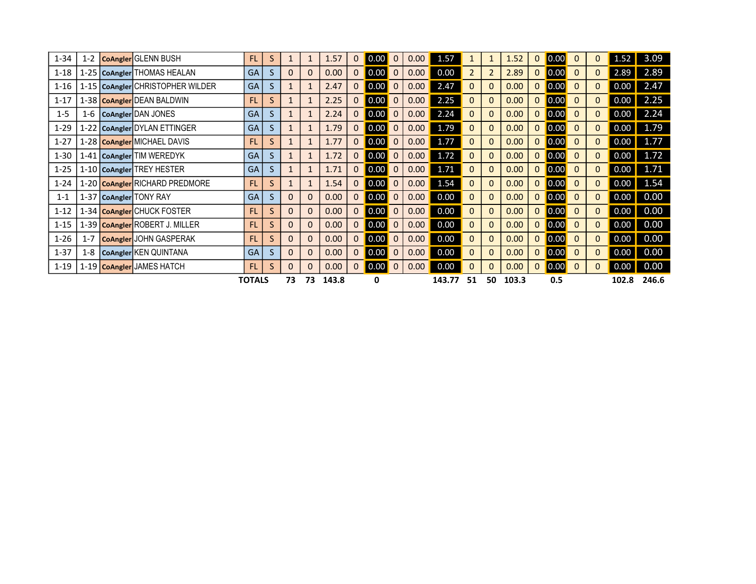| | | | | | | | | | | | | | | | | | | | | | | |
|---|---|---|---|---|---|---|---|---|---|---|---|---|---|---|---|---|---|---|---|---|---|---|
| 1-34 | 1-2 | CoAngler | GLENN BUSH | FL | S | 1 | 1 | 1.57 | 0 | 0.00 | 0 | 0.00 | 1.57 | 1 | 1 | 1.52 | 0 | 0.00 | 0 | 0 | 1.52 | 3.09 |
| 1-18 | 1-25 | CoAngler | THOMAS HEALAN | GA | S | 0 | 0 | 0.00 | 0 | 0.00 | 0 | 0.00 | 0.00 | 2 | 2 | 2.89 | 0 | 0.00 | 0 | 0 | 2.89 | 2.89 |
| 1-16 | 1-15 | CoAngler | CHRISTOPHER WILDER | GA | S | 1 | 1 | 2.47 | 0 | 0.00 | 0 | 0.00 | 2.47 | 0 | 0 | 0.00 | 0 | 0.00 | 0 | 0 | 0.00 | 2.47 |
| 1-17 | 1-38 | CoAngler | DEAN BALDWIN | FL | S | 1 | 1 | 2.25 | 0 | 0.00 | 0 | 0.00 | 2.25 | 0 | 0 | 0.00 | 0 | 0.00 | 0 | 0 | 0.00 | 2.25 |
| 1-5 | 1-6 | CoAngler | DAN JONES | GA | S | 1 | 1 | 2.24 | 0 | 0.00 | 0 | 0.00 | 2.24 | 0 | 0 | 0.00 | 0 | 0.00 | 0 | 0 | 0.00 | 2.24 |
| 1-29 | 1-22 | CoAngler | DYLAN ETTINGER | GA | S | 1 | 1 | 1.79 | 0 | 0.00 | 0 | 0.00 | 1.79 | 0 | 0 | 0.00 | 0 | 0.00 | 0 | 0 | 0.00 | 1.79 |
| 1-27 | 1-28 | CoAngler | MICHAEL DAVIS | FL | S | 1 | 1 | 1.77 | 0 | 0.00 | 0 | 0.00 | 1.77 | 0 | 0 | 0.00 | 0 | 0.00 | 0 | 0 | 0.00 | 1.77 |
| 1-30 | 1-41 | CoAngler | TIM WEREDYK | GA | S | 1 | 1 | 1.72 | 0 | 0.00 | 0 | 0.00 | 1.72 | 0 | 0 | 0.00 | 0 | 0.00 | 0 | 0 | 0.00 | 1.72 |
| 1-25 | 1-10 | CoAngler | TREY HESTER | GA | S | 1 | 1 | 1.71 | 0 | 0.00 | 0 | 0.00 | 1.71 | 0 | 0 | 0.00 | 0 | 0.00 | 0 | 0 | 0.00 | 1.71 |
| 1-24 | 1-20 | CoAngler | RICHARD PREDMORE | FL | S | 1 | 1 | 1.54 | 0 | 0.00 | 0 | 0.00 | 1.54 | 0 | 0 | 0.00 | 0 | 0.00 | 0 | 0 | 0.00 | 1.54 |
| 1-1 | 1-37 | CoAngler | TONY RAY | GA | S | 0 | 0 | 0.00 | 0 | 0.00 | 0 | 0.00 | 0.00 | 0 | 0 | 0.00 | 0 | 0.00 | 0 | 0 | 0.00 | 0.00 |
| 1-12 | 1-34 | CoAngler | CHUCK FOSTER | FL | S | 0 | 0 | 0.00 | 0 | 0.00 | 0 | 0.00 | 0.00 | 0 | 0 | 0.00 | 0 | 0.00 | 0 | 0 | 0.00 | 0.00 |
| 1-15 | 1-39 | CoAngler | ROBERT J. MILLER | FL | S | 0 | 0 | 0.00 | 0 | 0.00 | 0 | 0.00 | 0.00 | 0 | 0 | 0.00 | 0 | 0.00 | 0 | 0 | 0.00 | 0.00 |
| 1-26 | 1-7 | CoAngler | JOHN GASPERAK | FL | S | 0 | 0 | 0.00 | 0 | 0.00 | 0 | 0.00 | 0.00 | 0 | 0 | 0.00 | 0 | 0.00 | 0 | 0 | 0.00 | 0.00 |
| 1-37 | 1-8 | CoAngler | KEN QUINTANA | GA | S | 0 | 0 | 0.00 | 0 | 0.00 | 0 | 0.00 | 0.00 | 0 | 0 | 0.00 | 0 | 0.00 | 0 | 0 | 0.00 | 0.00 |
| 1-19 | 1-19 | CoAngler | JAMES HATCH | FL | S | 0 | 0 | 0.00 | 0 | 0.00 | 0 | 0.00 | 0.00 | 0 | 0 | 0.00 | 0 | 0.00 | 0 | 0 | 0.00 | 0.00 |
| | | | | **TOTALS** | | **73** | **73** | **143.8** | | **0** | | | **143.77** | **51** | **50** | **103.3** | | **0.5** | | | **102.8** | **246.6** |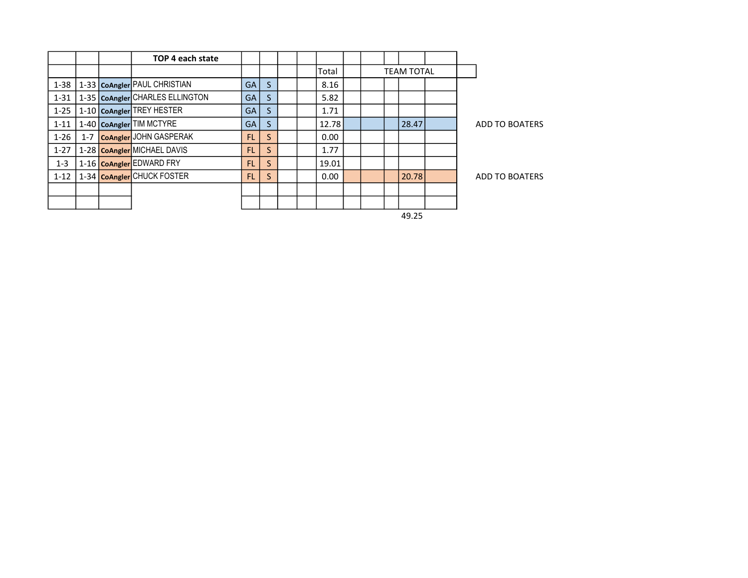| | | | TOP 4 each state | | | | | | | | | | | |
|---|---|---|---|---|---|---|---|---|---|---|---|---|---|---|
| | | | | | | | | Total | | TEAM TOTAL | | | | |
| 1-38 | 1-33 | CoAngler | PAUL CHRISTIAN | GA | S | | | 8.16 | | | | | | |
| 1-31 | 1-35 | CoAngler | CHARLES ELLINGTON | GA | S | | | 5.82 | | | | | | |
| 1-25 | 1-10 | CoAngler | TREY HESTER | GA | S | | | 1.71 | | | | | | |
| 1-11 | 1-40 | CoAngler | TIM MCTYRE | GA | S | | | 12.78 | | | | 28.47 | | ADD TO BOATERS |
| 1-26 | 1-7 | CoAngler | JOHN GASPERAK | FL | S | | | 0.00 | | | | | | |
| 1-27 | 1-28 | CoAngler | MICHAEL DAVIS | FL | S | | | 1.77 | | | | | | |
| 1-3 | 1-16 | CoAngler | EDWARD FRY | FL | S | | | 19.01 | | | | | | |
| 1-12 | 1-34 | CoAngler | CHUCK FOSTER | FL | S | | | 0.00 | | | | 20.78 | | ADD TO BOATERS |
| | | | | | | | | | | | | | | |
| | | | | | | | | | | | | | | |
| | | | | | | | | | | | | 49.25 | | |